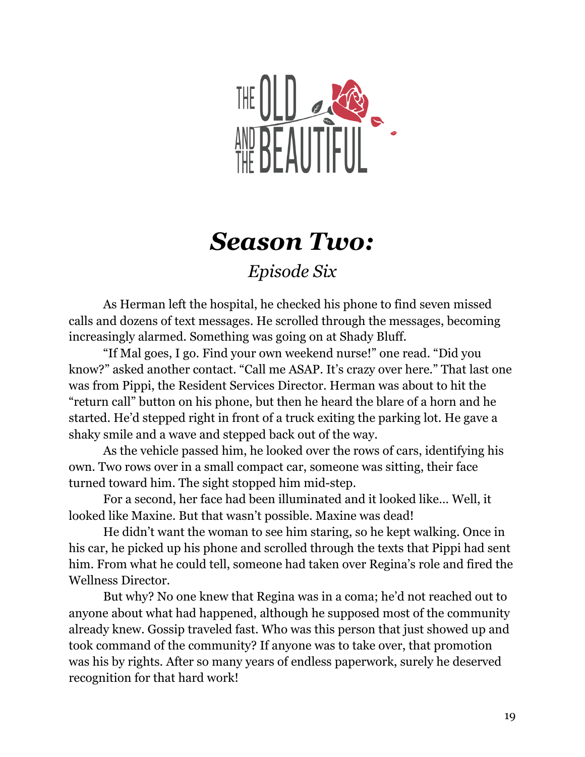# Season Two:

*Episode Six*

As Herman left the hospital, he checked his phone to find seven missed calls and dozens of text messages. He scrolled through the messages, becoming increasingly alarmed. Something was going on at Shady Bluff.

"If Mal goes, I go. Find your own weekend nurse!" one read. "Did you know?" asked another contact. "Call me ASAP. It's crazy over here." That last one was from Pippi, the Resident Services Director. Herman was about to hit the "return call" button on his phone, but then he heard the blare of a horn and he started. He'd stepped right in front of a truck exiting the parking lot. He gave a shaky smile and a wave and stepped back out of the way.

As the vehicle passed him, he looked over the rows of cars, identifying his own. Two rows over in a small compact car, someone was sitting, their face turned toward him. The sight stopped him mid-step.

For a second, her face had been illuminated and it looked like... Well, it looked like Maxine. But that wasn't possible. Maxine was dead!

He didn't want the woman to see him staring, so he kept walking. Once in his car, he picked up his phone and scrolled through the texts that Pippi had sent him. From what he could tell, someone had taken over Regina's role and fired the Wellness Director.

But why? No one knew that Regina was in a coma; he'd not reached out to anyone about what had happened, although he supposed most of the community already knew. Gossip traveled fast. Who was this person that just showed up and took command of the community? If anyone was to take over, that promotion was his by rights. After so many years of endless paperwork, surely he deserved recognition for that hard work!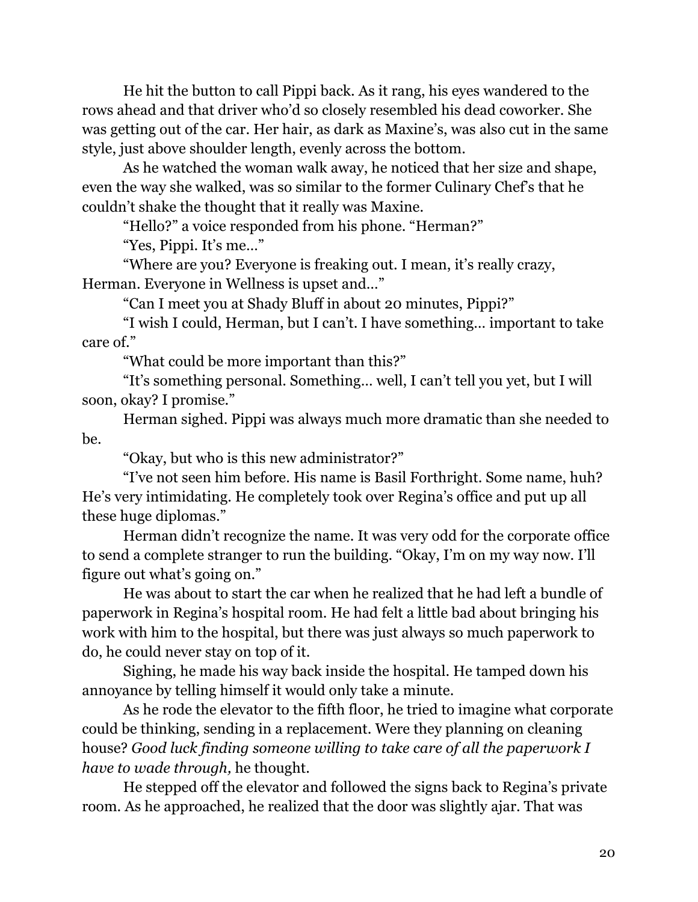He hit the button to call Pippi back. As it rang, his eyes wandered to the rows ahead and that driver who'd so closely resembled his dead coworker. She was getting out of the car. Her hair, as dark as Maxine's, was also cut in the same style, just above shoulder length, evenly across the bottom.

As he watched the woman walk away, he noticed that her size and shape, even the way she walked, was so similar to the former Culinary Chef's that he couldn't shake the thought that it really was Maxine.

"Hello?" a voice responded from his phone. "Herman?"

"Yes, Pippi. It's me..."

"Where are you? Everyone is freaking out. I mean, it's really crazy, Herman. Everyone in Wellness is upset and..."

"Can I meet you at Shady Bluff in about 20 minutes, Pippi?"

"I wish I could, Herman, but I can't. I have something... important to take care of."

"What could be more important than this?"

"It's something personal. Something... well, I can't tell you yet, but I will soon, okay? I promise."

Herman sighed. Pippi was always much more dramatic than she needed to be.

"Okay, but who is this new administrator?"

"I've not seen him before. His name is Basil Forthright. Some name, huh? He's very intimidating. He completely took over Regina's office and put up all these huge diplomas."

Herman didn't recognize the name. It was very odd for the corporate office to send a complete stranger to run the building. "Okay, I'm on my way now. I'll figure out what's going on."

He was about to start the car when he realized that he had left a bundle of paperwork in Regina's hospital room. He had felt a little bad about bringing his work with him to the hospital, but there was just always so much paperwork to do, he could never stay on top of it.

Sighing, he made his way back inside the hospital. He tamped down his annoyance by telling himself it would only take a minute.

As he rode the elevator to the fifth floor, he tried to imagine what corporate could be thinking, sending in a replacement. Were they planning on cleaning house? *Good luck finding someone willing to take care of all the paperwork I have to wade through,* he thought.

He stepped off the elevator and followed the signs back to Regina's private room. As he approached, he realized that the door was slightly ajar. That was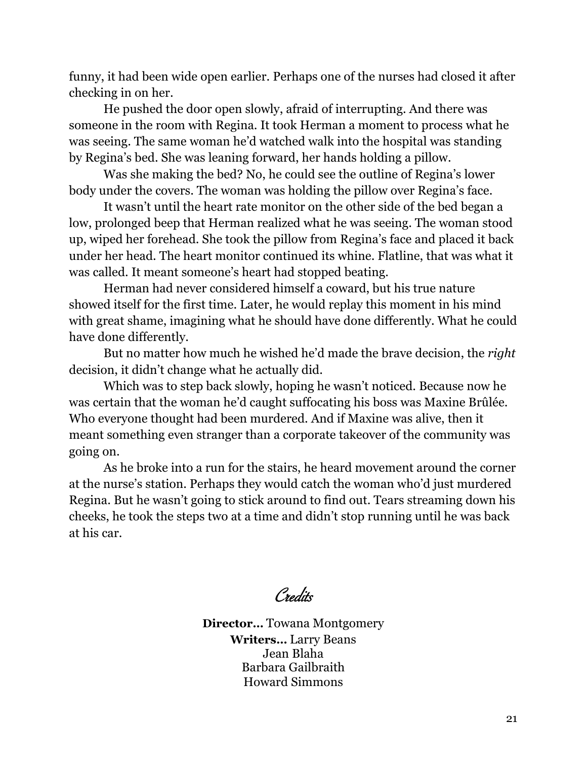funny, it had been wide open earlier. Perhaps one of the nurses had closed it after checking in on her.

He pushed the door open slowly, afraid of interrupting. And there was someone in the room with Regina. It took Herman a moment to process what he was seeing. The same woman he'd watched walk into the hospital was standing by Regina's bed. She was leaning forward, her hands holding a pillow.

Was she making the bed? No, he could see the outline of Regina's lower body under the covers. The woman was holding the pillow over Regina's face.

It wasn't until the heart rate monitor on the other side of the bed began a low, prolonged beep that Herman realized what he was seeing. The woman stood up, wiped her forehead. She took the pillow from Regina's face and placed it back under her head. The heart monitor continued its whine. Flatline, that was what it was called. It meant someone's heart had stopped beating.

Herman had never considered himself a coward, but his true nature showed itself for the first time. Later, he would replay this moment in his mind with great shame, imagining what he should have done differently. What he could have done differently.

But no matter how much he wished he'd made the brave decision, the *right* decision, it didn't change what he actually did.

Which was to step back slowly, hoping he wasn't noticed. Because now he was certain that the woman he'd caught suffocating his boss was Maxine Brûlée. Who everyone thought had been murdered. And if Maxine was alive, then it meant something even stranger than a corporate takeover of the community was going on.

As he broke into a run for the stairs, he heard movement around the corner at the nurse's station. Perhaps they would catch the woman who'd just murdered Regina. But he wasn't going to stick around to find out. Tears streaming down his cheeks, he took the steps two at a time and didn't stop running until he was back at his car.

## Credits

**Director...** Towana Montgomery
**Writers...** Larry Beans
Jean Blaha
Barbara Gailbraith
Howard Simmons